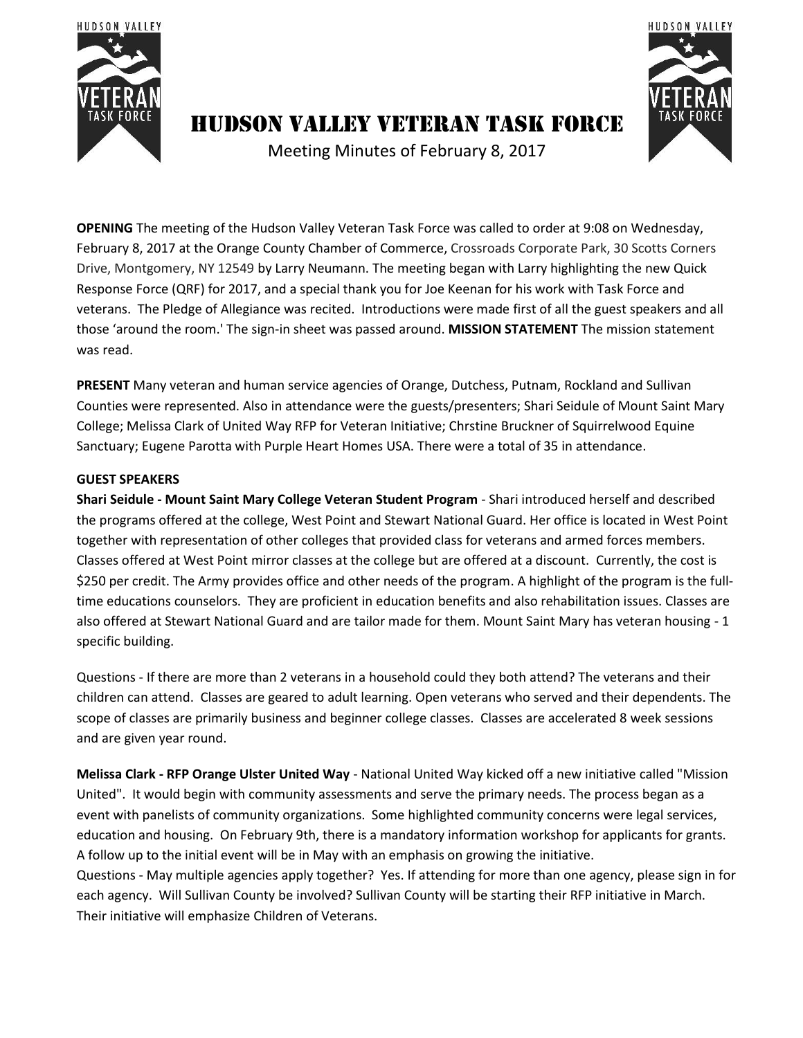# HUDSON VALLEY VETERAN TASK FORCE

Meeting Minutes of February 8, 2017

**OPENING** The meeting of the Hudson Valley Veteran Task Force was called to order at 9:08 on Wednesday, February 8, 2017 at the Orange County Chamber of Commerce, Crossroads Corporate Park, 30 Scotts Corners Drive, Montgomery, NY 12549 by Larry Neumann. The meeting began with Larry highlighting the new Quick Response Force (QRF) for 2017, and a special thank you for Joe Keenan for his work with Task Force and veterans. The Pledge of Allegiance was recited. Introductions were made first of all the guest speakers and all those 'around the room.' The sign-in sheet was passed around. **MISSION STATEMENT** The mission statement was read.

**PRESENT** Many veteran and human service agencies of Orange, Dutchess, Putnam, Rockland and Sullivan Counties were represented. Also in attendance were the guests/presenters; Shari Seidule of Mount Saint Mary College; Melissa Clark of United Way RFP for Veteran Initiative; Chrstine Bruckner of Squirrelwood Equine Sanctuary; Eugene Parotta with Purple Heart Homes USA. There were a total of 35 in attendance.

**GUEST SPEAKERS**

**Shari Seidule - Mount Saint Mary College Veteran Student Program** - Shari introduced herself and described the programs offered at the college, West Point and Stewart National Guard. Her office is located in West Point together with representation of other colleges that provided class for veterans and armed forces members. Classes offered at West Point mirror classes at the college but are offered at a discount. Currently, the cost is $250 per credit. The Army provides office and other needs of the program. A highlight of the program is the full-time educations counselors. They are proficient in education benefits and also rehabilitation issues. Classes are also offered at Stewart National Guard and are tailor made for them. Mount Saint Mary has veteran housing - 1 specific building.

Questions - If there are more than 2 veterans in a household could they both attend? The veterans and their children can attend. Classes are geared to adult learning. Open veterans who served and their dependents. The scope of classes are primarily business and beginner college classes. Classes are accelerated 8 week sessions and are given year round.

**Melissa Clark - RFP Orange Ulster United Way** - National United Way kicked off a new initiative called "Mission United". It would begin with community assessments and serve the primary needs. The process began as a event with panelists of community organizations. Some highlighted community concerns were legal services, education and housing. On February 9th, there is a mandatory information workshop for applicants for grants. A follow up to the initial event will be in May with an emphasis on growing the initiative.
Questions - May multiple agencies apply together? Yes. If attending for more than one agency, please sign in for each agency. Will Sullivan County be involved? Sullivan County will be starting their RFP initiative in March. Their initiative will emphasize Children of Veterans.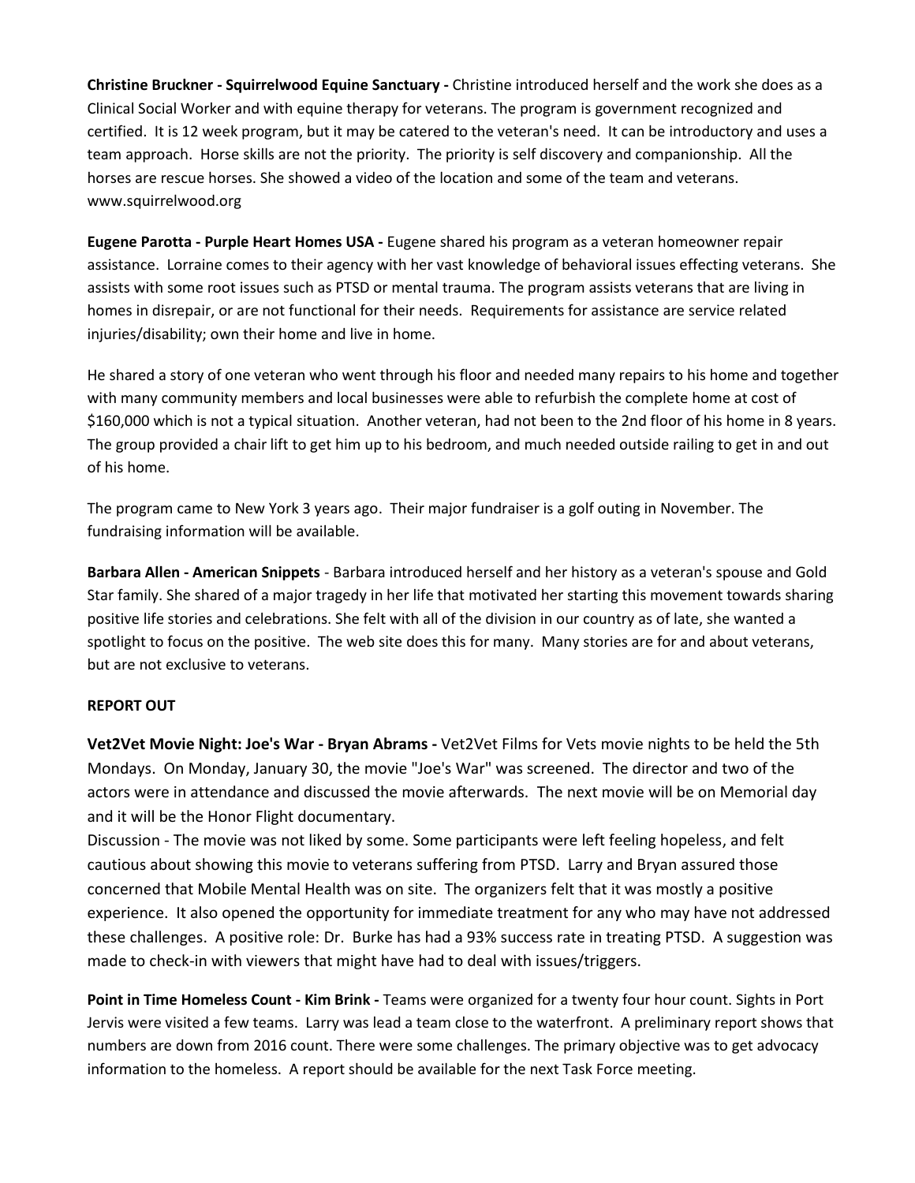**Christine Bruckner - Squirrelwood Equine Sanctuary -** Christine introduced herself and the work she does as a Clinical Social Worker and with equine therapy for veterans. The program is government recognized and certified. It is 12 week program, but it may be catered to the veteran's need. It can be introductory and uses a team approach. Horse skills are not the priority. The priority is self discovery and companionship. All the horses are rescue horses. She showed a video of the location and some of the team and veterans. www.squirrelwood.org

**Eugene Parotta - Purple Heart Homes USA -** Eugene shared his program as a veteran homeowner repair assistance. Lorraine comes to their agency with her vast knowledge of behavioral issues effecting veterans. She assists with some root issues such as PTSD or mental trauma. The program assists veterans that are living in homes in disrepair, or are not functional for their needs. Requirements for assistance are service related injuries/disability; own their home and live in home.

He shared a story of one veteran who went through his floor and needed many repairs to his home and together with many community members and local businesses were able to refurbish the complete home at cost of $160,000 which is not a typical situation. Another veteran, had not been to the 2nd floor of his home in 8 years. The group provided a chair lift to get him up to his bedroom, and much needed outside railing to get in and out of his home.

The program came to New York 3 years ago. Their major fundraiser is a golf outing in November. The fundraising information will be available.

**Barbara Allen - American Snippets** - Barbara introduced herself and her history as a veteran's spouse and Gold Star family. She shared of a major tragedy in her life that motivated her starting this movement towards sharing positive life stories and celebrations. She felt with all of the division in our country as of late, she wanted a spotlight to focus on the positive. The web site does this for many. Many stories are for and about veterans, but are not exclusive to veterans.

**REPORT OUT**

**Vet2Vet Movie Night: Joe's War - Bryan Abrams -** Vet2Vet Films for Vets movie nights to be held the 5th Mondays. On Monday, January 30, the movie "Joe's War" was screened. The director and two of the actors were in attendance and discussed the movie afterwards. The next movie will be on Memorial day and it will be the Honor Flight documentary.

Discussion - The movie was not liked by some. Some participants were left feeling hopeless, and felt cautious about showing this movie to veterans suffering from PTSD. Larry and Bryan assured those concerned that Mobile Mental Health was on site. The organizers felt that it was mostly a positive experience. It also opened the opportunity for immediate treatment for any who may have not addressed these challenges. A positive role: Dr. Burke has had a 93% success rate in treating PTSD. A suggestion was made to check-in with viewers that might have had to deal with issues/triggers.

**Point in Time Homeless Count - Kim Brink -** Teams were organized for a twenty four hour count. Sights in Port Jervis were visited a few teams. Larry was lead a team close to the waterfront. A preliminary report shows that numbers are down from 2016 count. There were some challenges. The primary objective was to get advocacy information to the homeless. A report should be available for the next Task Force meeting.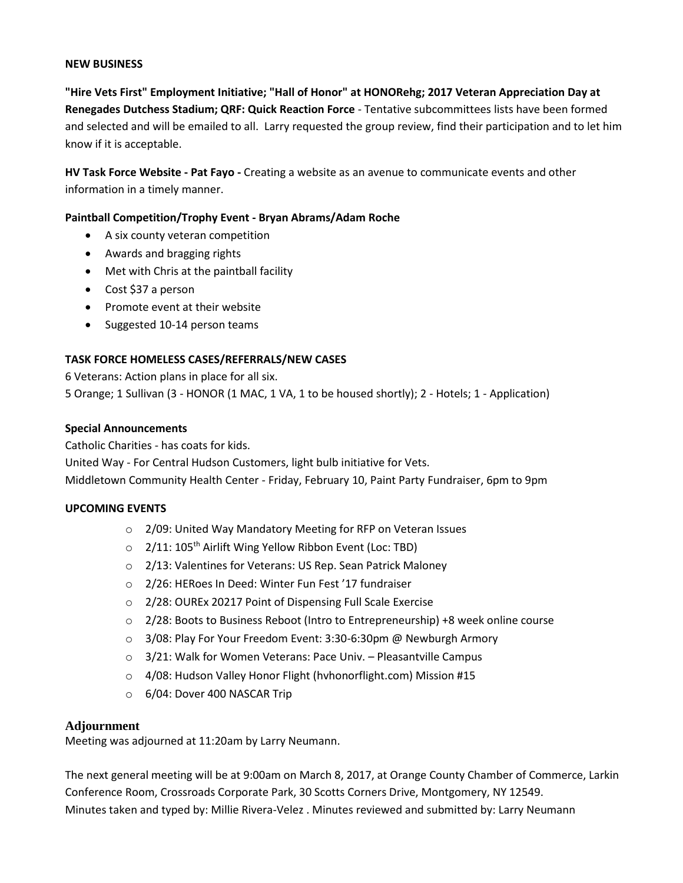**NEW BUSINESS**

**"Hire Vets First" Employment Initiative; "Hall of Honor" at HONORehg; 2017 Veteran Appreciation Day at Renegades Dutchess Stadium; QRF: Quick Reaction Force** - Tentative subcommittees lists have been formed and selected and will be emailed to all. Larry requested the group review, find their participation and to let him know if it is acceptable.

**HV Task Force Website - Pat Fayo -** Creating a website as an avenue to communicate events and other information in a timely manner.

**Paintball Competition/Trophy Event - Bryan Abrams/Adam Roche**

- A six county veteran competition
- Awards and bragging rights
- Met with Chris at the paintball facility
- Cost $37 a person
- Promote event at their website
- Suggested 10-14 person teams

**TASK FORCE HOMELESS CASES/REFERRALS/NEW CASES**

6 Veterans: Action plans in place for all six.
5 Orange; 1 Sullivan (3 - HONOR (1 MAC, 1 VA, 1 to be housed shortly); 2 - Hotels; 1 - Application)

**Special Announcements**

Catholic Charities - has coats for kids.
United Way - For Central Hudson Customers, light bulb initiative for Vets.
Middletown Community Health Center - Friday, February 10, Paint Party Fundraiser, 6pm to 9pm

**UPCOMING EVENTS**

- 2/09: United Way Mandatory Meeting for RFP on Veteran Issues
- 2/11: 105th Airlift Wing Yellow Ribbon Event (Loc: TBD)
- 2/13: Valentines for Veterans: US Rep. Sean Patrick Maloney
- 2/26: HERoes In Deed: Winter Fun Fest '17 fundraiser
- 2/28: OUREx 20217 Point of Dispensing Full Scale Exercise
- 2/28: Boots to Business Reboot (Intro to Entrepreneurship) +8 week online course
- 3/08: Play For Your Freedom Event: 3:30-6:30pm @ Newburgh Armory
- 3/21: Walk for Women Veterans: Pace Univ. – Pleasantville Campus
- 4/08: Hudson Valley Honor Flight (hvhonorflight.com) Mission #15
- 6/04: Dover 400 NASCAR Trip

## Adjournment

Meeting was adjourned at 11:20am by Larry Neumann.

The next general meeting will be at 9:00am on March 8, 2017, at Orange County Chamber of Commerce, Larkin Conference Room, Crossroads Corporate Park, 30 Scotts Corners Drive, Montgomery, NY 12549.
Minutes taken and typed by: Millie Rivera-Velez . Minutes reviewed and submitted by: Larry Neumann